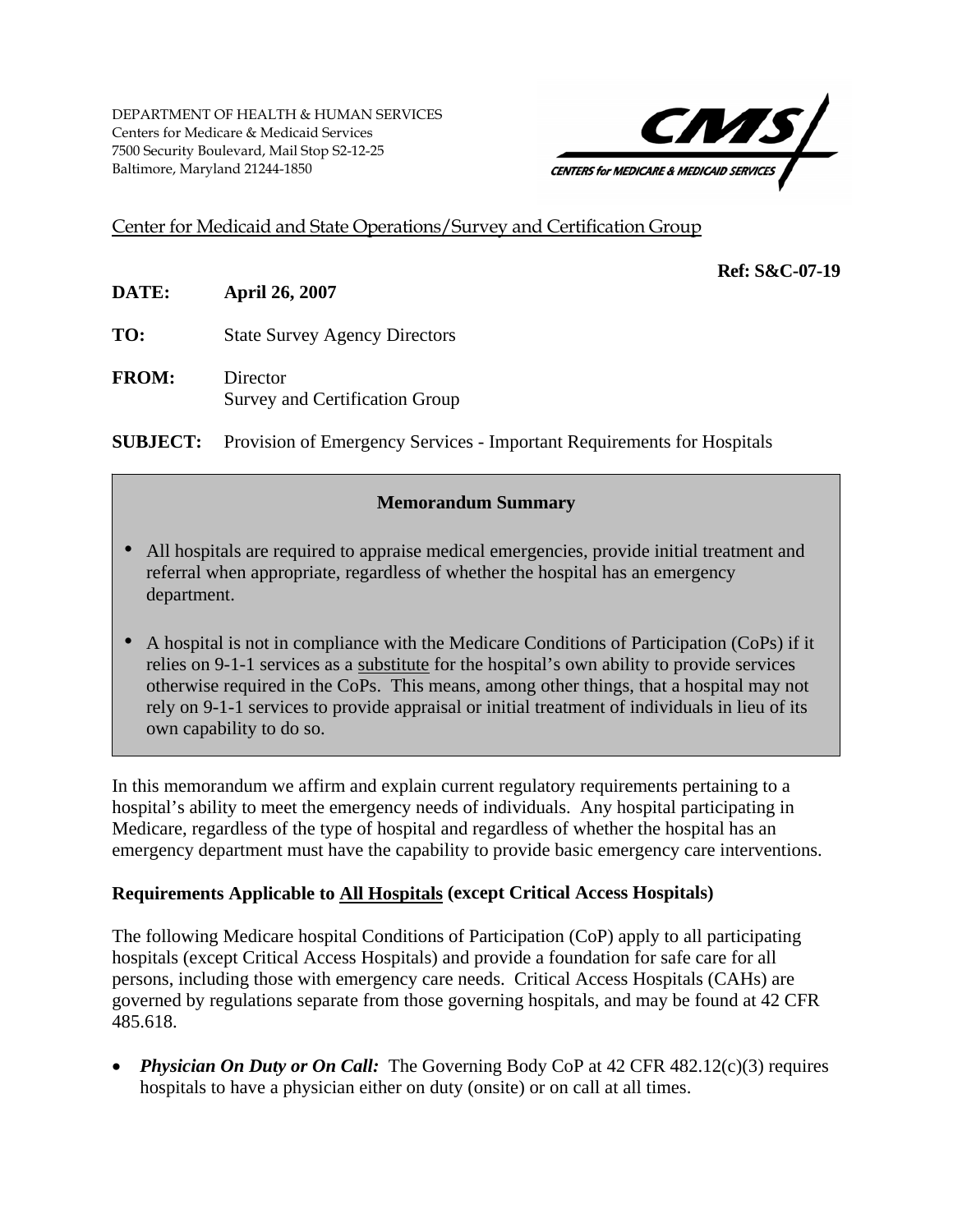DEPARTMENT OF HEALTH & HUMAN SERVICES
Centers for Medicare & Medicaid Services
7500 Security Boulevard, Mail Stop S2-12-25
Baltimore, Maryland 21244-1850

Center for Medicaid and State Operations/Survey and Certification Group

**Ref: S&C-07-19**

**DATE:** **April 26, 2007**

**TO:** State Survey Agency Directors

**FROM:** Director
Survey and Certification Group

**SUBJECT:** Provision of Emergency Services - Important Requirements for Hospitals

**Memorandum Summary**

- All hospitals are required to appraise medical emergencies, provide initial treatment and referral when appropriate, regardless of whether the hospital has an emergency department.

- A hospital is not in compliance with the Medicare Conditions of Participation (CoPs) if it relies on 9-1-1 services as a substitute for the hospital's own ability to provide services otherwise required in the CoPs. This means, among other things, that a hospital may not rely on 9-1-1 services to provide appraisal or initial treatment of individuals in lieu of its own capability to do so.

In this memorandum we affirm and explain current regulatory requirements pertaining to a hospital's ability to meet the emergency needs of individuals. Any hospital participating in Medicare, regardless of the type of hospital and regardless of whether the hospital has an emergency department must have the capability to provide basic emergency care interventions.

**Requirements Applicable to All Hospitals (except Critical Access Hospitals)**

The following Medicare hospital Conditions of Participation (CoP) apply to all participating hospitals (except Critical Access Hospitals) and provide a foundation for safe care for all persons, including those with emergency care needs. Critical Access Hospitals (CAHs) are governed by regulations separate from those governing hospitals, and may be found at 42 CFR 485.618.

- ***Physician On Duty or On Call:*** The Governing Body CoP at 42 CFR 482.12(c)(3) requires hospitals to have a physician either on duty (onsite) or on call at all times.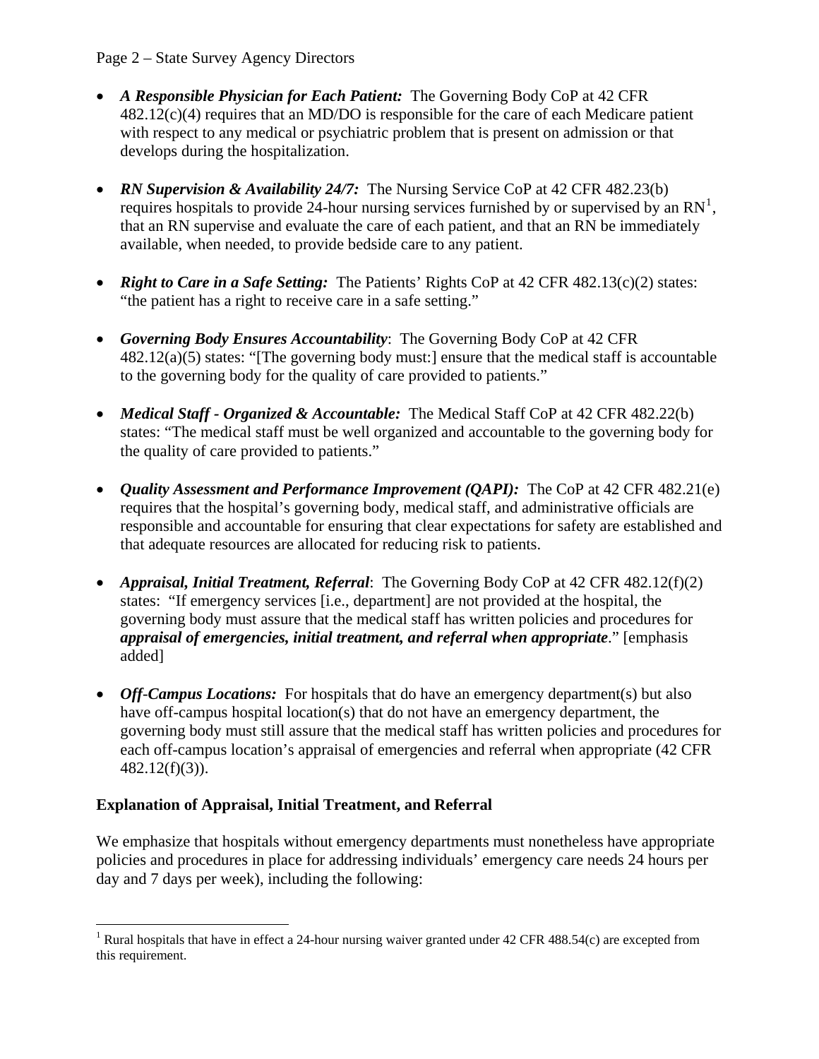- ***A Responsible Physician for Each Patient:*** The Governing Body CoP at 42 CFR 482.12(c)(4) requires that an MD/DO is responsible for the care of each Medicare patient with respect to any medical or psychiatric problem that is present on admission or that develops during the hospitalization.

- ***RN Supervision & Availability 24/7:*** The Nursing Service CoP at 42 CFR 482.23(b) requires hospitals to provide 24-hour nursing services furnished by or supervised by an RN[1], that an RN supervise and evaluate the care of each patient, and that an RN be immediately available, when needed, to provide bedside care to any patient.

- ***Right to Care in a Safe Setting:*** The Patients' Rights CoP at 42 CFR 482.13(c)(2) states: "the patient has a right to receive care in a safe setting."

- ***Governing Body Ensures Accountability***: The Governing Body CoP at 42 CFR 482.12(a)(5) states: "[The governing body must:] ensure that the medical staff is accountable to the governing body for the quality of care provided to patients."

- ***Medical Staff - Organized & Accountable:*** The Medical Staff CoP at 42 CFR 482.22(b) states: "The medical staff must be well organized and accountable to the governing body for the quality of care provided to patients."

- ***Quality Assessment and Performance Improvement (QAPI):*** The CoP at 42 CFR 482.21(e) requires that the hospital's governing body, medical staff, and administrative officials are responsible and accountable for ensuring that clear expectations for safety are established and that adequate resources are allocated for reducing risk to patients.

- ***Appraisal, Initial Treatment, Referral***: The Governing Body CoP at 42 CFR 482.12(f)(2) states: "If emergency services [i.e., department] are not provided at the hospital, the governing body must assure that the medical staff has written policies and procedures for ***appraisal of emergencies, initial treatment, and referral when appropriate***." [emphasis added]

- ***Off-Campus Locations:*** For hospitals that do have an emergency department(s) but also have off-campus hospital location(s) that do not have an emergency department, the governing body must still assure that the medical staff has written policies and procedures for each off-campus location's appraisal of emergencies and referral when appropriate (42 CFR 482.12(f)(3)).

**Explanation of Appraisal, Initial Treatment, and Referral**

We emphasize that hospitals without emergency departments must nonetheless have appropriate policies and procedures in place for addressing individuals' emergency care needs 24 hours per day and 7 days per week), including the following:

[1] Rural hospitals that have in effect a 24-hour nursing waiver granted under 42 CFR 488.54(c) are excepted from this requirement.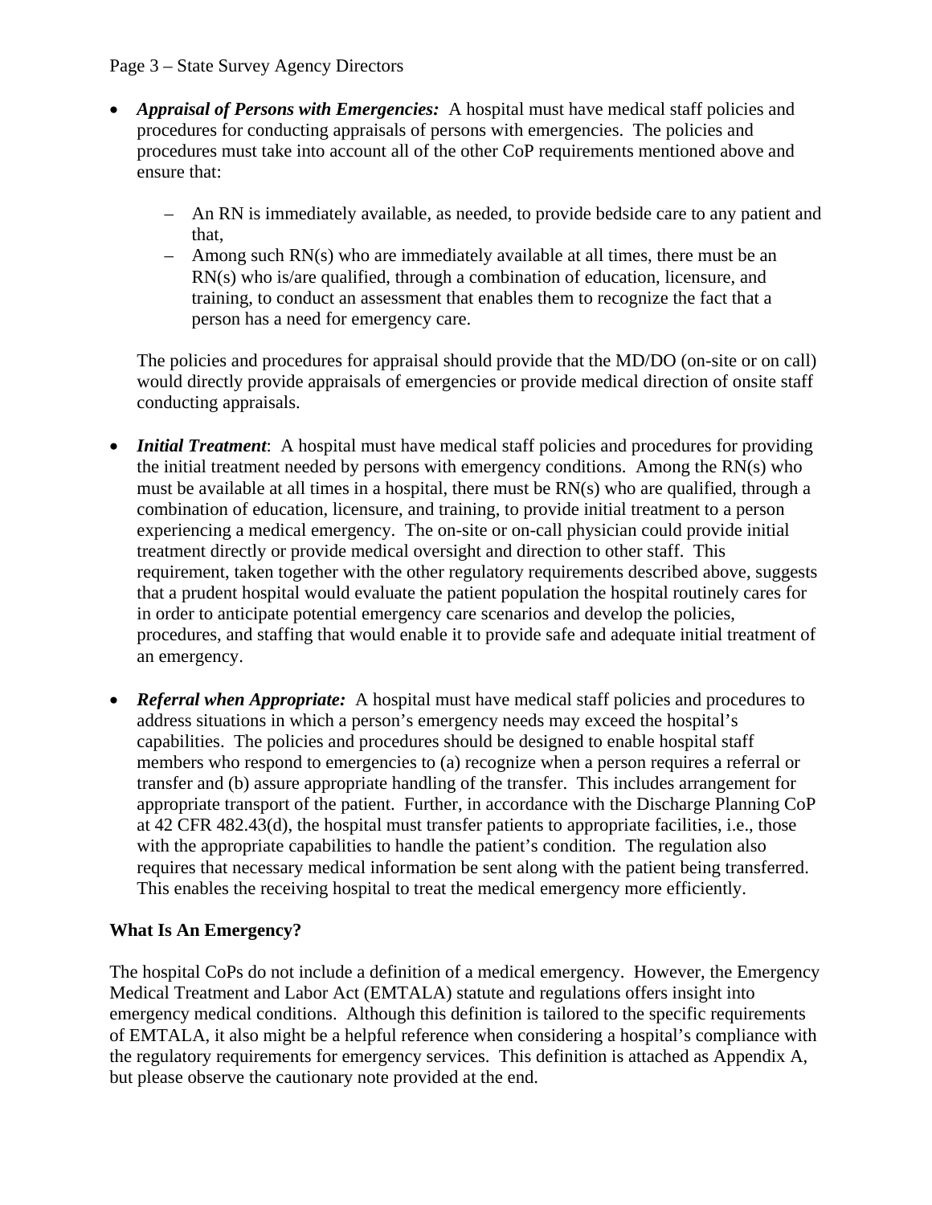- ***Appraisal of Persons with Emergencies:*** A hospital must have medical staff policies and procedures for conducting appraisals of persons with emergencies. The policies and procedures must take into account all of the other CoP requirements mentioned above and ensure that:

  - An RN is immediately available, as needed, to provide bedside care to any patient and that,
  - Among such RN(s) who are immediately available at all times, there must be an RN(s) who is/are qualified, through a combination of education, licensure, and training, to conduct an assessment that enables them to recognize the fact that a person has a need for emergency care.

  The policies and procedures for appraisal should provide that the MD/DO (on-site or on call) would directly provide appraisals of emergencies or provide medical direction of onsite staff conducting appraisals.

- ***Initial Treatment***: A hospital must have medical staff policies and procedures for providing the initial treatment needed by persons with emergency conditions. Among the RN(s) who must be available at all times in a hospital, there must be RN(s) who are qualified, through a combination of education, licensure, and training, to provide initial treatment to a person experiencing a medical emergency. The on-site or on-call physician could provide initial treatment directly or provide medical oversight and direction to other staff. This requirement, taken together with the other regulatory requirements described above, suggests that a prudent hospital would evaluate the patient population the hospital routinely cares for in order to anticipate potential emergency care scenarios and develop the policies, procedures, and staffing that would enable it to provide safe and adequate initial treatment of an emergency.

- ***Referral when Appropriate:*** A hospital must have medical staff policies and procedures to address situations in which a person's emergency needs may exceed the hospital's capabilities. The policies and procedures should be designed to enable hospital staff members who respond to emergencies to (a) recognize when a person requires a referral or transfer and (b) assure appropriate handling of the transfer. This includes arrangement for appropriate transport of the patient. Further, in accordance with the Discharge Planning CoP at 42 CFR 482.43(d), the hospital must transfer patients to appropriate facilities, i.e., those with the appropriate capabilities to handle the patient's condition. The regulation also requires that necessary medical information be sent along with the patient being transferred. This enables the receiving hospital to treat the medical emergency more efficiently.

**What Is An Emergency?**

The hospital CoPs do not include a definition of a medical emergency. However, the Emergency Medical Treatment and Labor Act (EMTALA) statute and regulations offers insight into emergency medical conditions. Although this definition is tailored to the specific requirements of EMTALA, it also might be a helpful reference when considering a hospital's compliance with the regulatory requirements for emergency services. This definition is attached as Appendix A, but please observe the cautionary note provided at the end.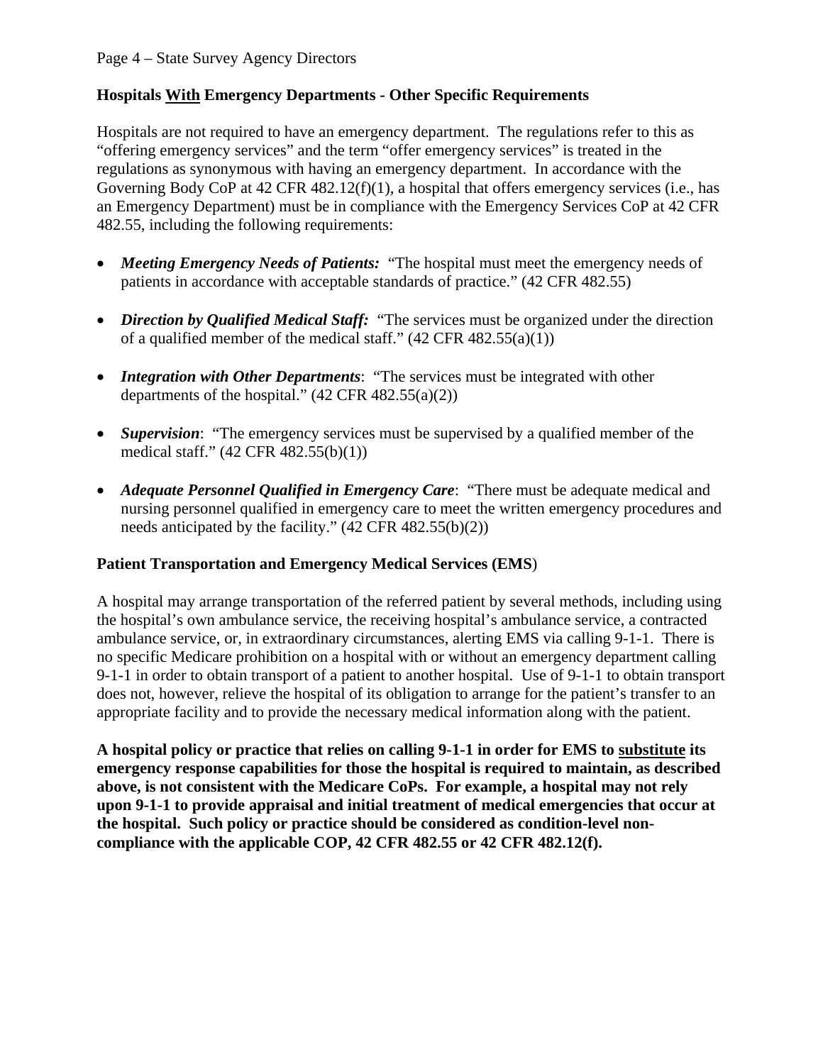### Hospitals <u>With</u> Emergency Departments - Other Specific Requirements

Hospitals are not required to have an emergency department. The regulations refer to this as "offering emergency services" and the term "offer emergency services" is treated in the regulations as synonymous with having an emergency department. In accordance with the Governing Body CoP at 42 CFR 482.12(f)(1), a hospital that offers emergency services (i.e., has an Emergency Department) must be in compliance with the Emergency Services CoP at 42 CFR 482.55, including the following requirements:

- ***Meeting Emergency Needs of Patients:*** "The hospital must meet the emergency needs of patients in accordance with acceptable standards of practice." (42 CFR 482.55)
- ***Direction by Qualified Medical Staff:*** "The services must be organized under the direction of a qualified member of the medical staff." (42 CFR 482.55(a)(1))
- ***Integration with Other Departments***: "The services must be integrated with other departments of the hospital." (42 CFR 482.55(a)(2))
- ***Supervision***: "The emergency services must be supervised by a qualified member of the medical staff." (42 CFR 482.55(b)(1))
- ***Adequate Personnel Qualified in Emergency Care***: "There must be adequate medical and nursing personnel qualified in emergency care to meet the written emergency procedures and needs anticipated by the facility." (42 CFR 482.55(b)(2))

### Patient Transportation and Emergency Medical Services (EMS)

A hospital may arrange transportation of the referred patient by several methods, including using the hospital's own ambulance service, the receiving hospital's ambulance service, a contracted ambulance service, or, in extraordinary circumstances, alerting EMS via calling 9-1-1. There is no specific Medicare prohibition on a hospital with or without an emergency department calling 9-1-1 in order to obtain transport of a patient to another hospital. Use of 9-1-1 to obtain transport does not, however, relieve the hospital of its obligation to arrange for the patient's transfer to an appropriate facility and to provide the necessary medical information along with the patient.

**A hospital policy or practice that relies on calling 9-1-1 in order for EMS to <u>substitute</u> its emergency response capabilities for those the hospital is required to maintain, as described above, is not consistent with the Medicare CoPs. For example, a hospital may not rely upon 9-1-1 to provide appraisal and initial treatment of medical emergencies that occur at the hospital. Such policy or practice should be considered as condition-level non-compliance with the applicable COP, 42 CFR 482.55 or 42 CFR 482.12(f).**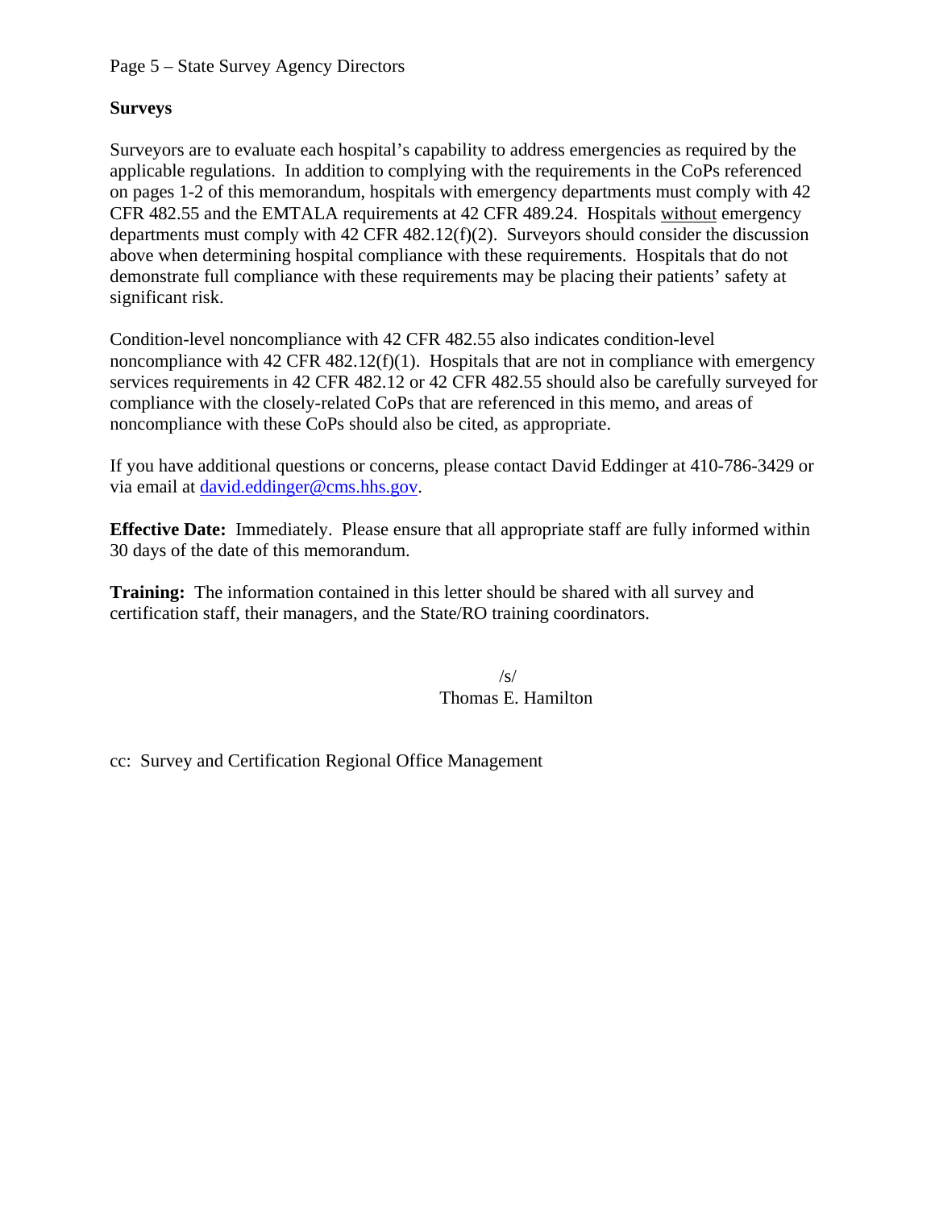**Surveys**

Surveyors are to evaluate each hospital's capability to address emergencies as required by the applicable regulations. In addition to complying with the requirements in the CoPs referenced on pages 1-2 of this memorandum, hospitals with emergency departments must comply with 42 CFR 482.55 and the EMTALA requirements at 42 CFR 489.24. Hospitals without emergency departments must comply with 42 CFR 482.12(f)(2). Surveyors should consider the discussion above when determining hospital compliance with these requirements. Hospitals that do not demonstrate full compliance with these requirements may be placing their patients' safety at significant risk.

Condition-level noncompliance with 42 CFR 482.55 also indicates condition-level noncompliance with 42 CFR 482.12(f)(1). Hospitals that are not in compliance with emergency services requirements in 42 CFR 482.12 or 42 CFR 482.55 should also be carefully surveyed for compliance with the closely-related CoPs that are referenced in this memo, and areas of noncompliance with these CoPs should also be cited, as appropriate.

If you have additional questions or concerns, please contact David Eddinger at 410-786-3429 or via email at david.eddinger@cms.hhs.gov.

**Effective Date:** Immediately. Please ensure that all appropriate staff are fully informed within 30 days of the date of this memorandum.

**Training:** The information contained in this letter should be shared with all survey and certification staff, their managers, and the State/RO training coordinators.

/s/
Thomas E. Hamilton

cc: Survey and Certification Regional Office Management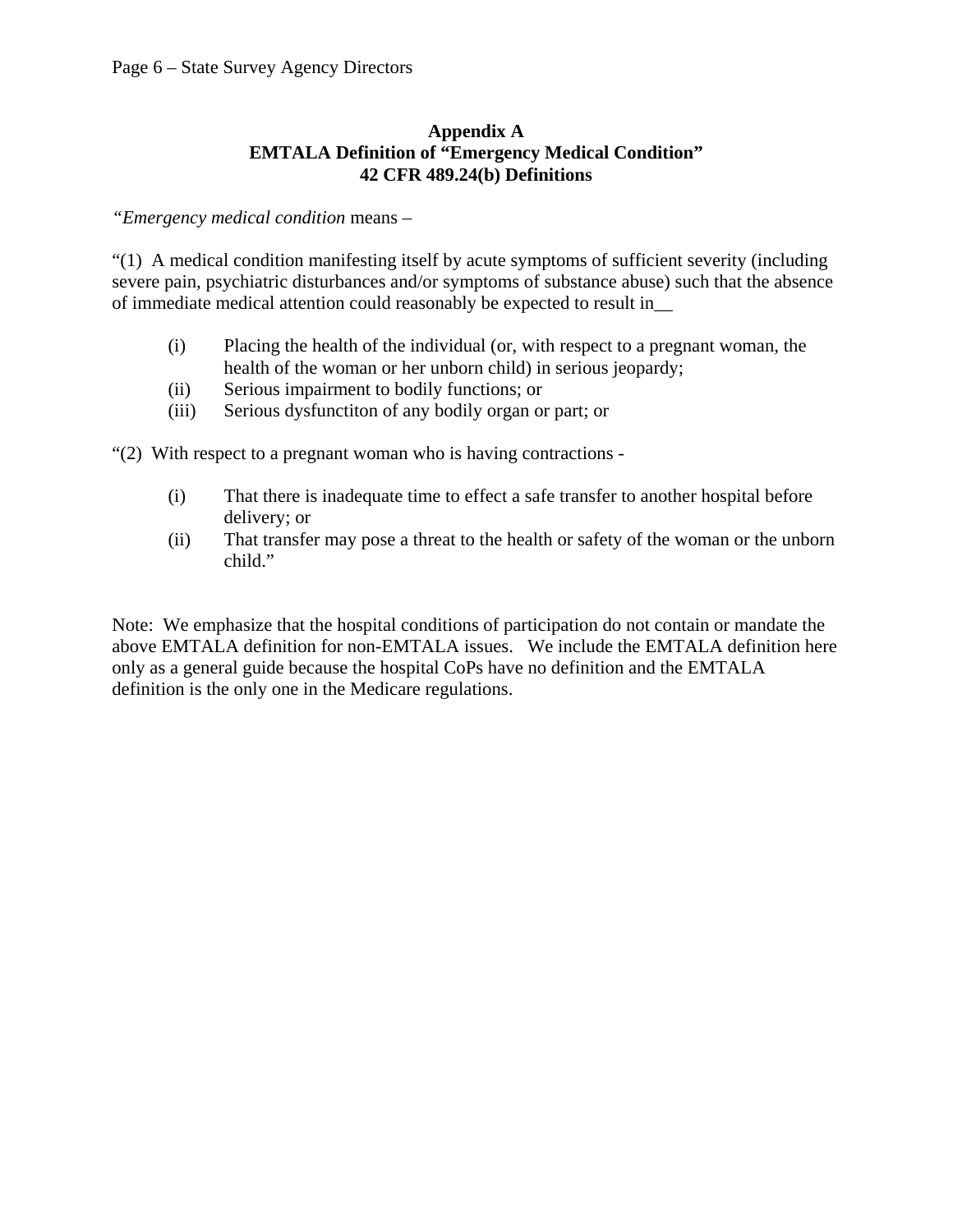**Appendix A**
**EMTALA Definition of "Emergency Medical Condition"**
**42 CFR 489.24(b) Definitions**

"*Emergency medical condition* means –

"(1) A medical condition manifesting itself by acute symptoms of sufficient severity (including severe pain, psychiatric disturbances and/or symptoms of substance abuse) such that the absence of immediate medical attention could reasonably be expected to result in__

- (i) Placing the health of the individual (or, with respect to a pregnant woman, the health of the woman or her unborn child) in serious jeopardy;
- (ii) Serious impairment to bodily functions; or
- (iii) Serious dysfunctiton of any bodily organ or part; or

"(2) With respect to a pregnant woman who is having contractions -

- (i) That there is inadequate time to effect a safe transfer to another hospital before delivery; or
- (ii) That transfer may pose a threat to the health or safety of the woman or the unborn child."

Note: We emphasize that the hospital conditions of participation do not contain or mandate the above EMTALA definition for non-EMTALA issues. We include the EMTALA definition here only as a general guide because the hospital CoPs have no definition and the EMTALA definition is the only one in the Medicare regulations.